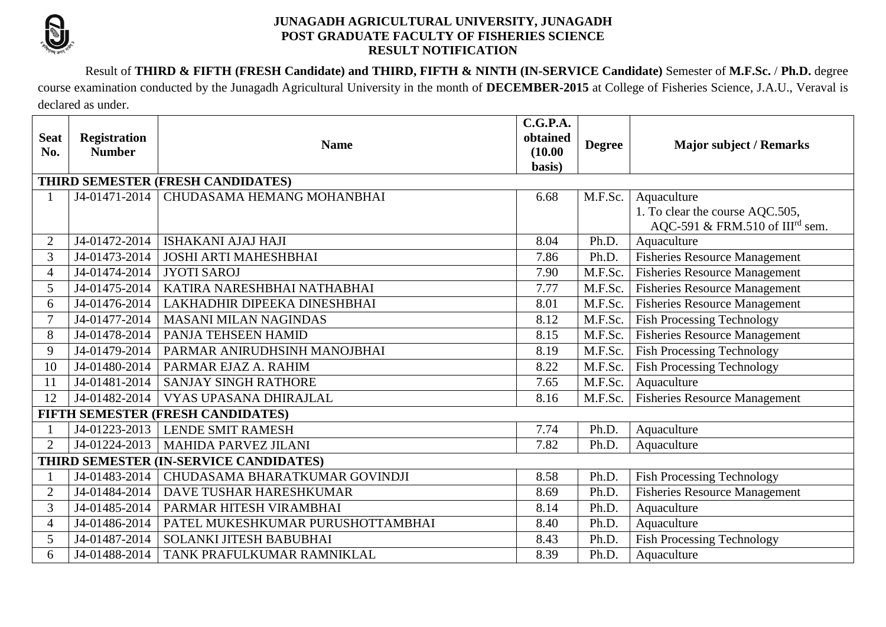# JUNAGADH AGRICULTURAL UNIVERSITY, JUNAGADH
## POST GRADUATE FACULTY OF FISHERIES SCIENCE
## RESULT NOTIFICATION

Result of **THIRD & FIFTH (FRESH Candidate) and THIRD, FIFTH & NINTH (IN-SERVICE Candidate)** Semester of **M.F.Sc.** / **Ph.D.** degree course examination conducted by the Junagadh Agricultural University in the month of **DECEMBER-2015** at College of Fisheries Science, J.A.U., Veraval is declared as under.

| Seat No. | Registration Number | Name | C.G.P.A. obtained (10.00 basis) | Degree | Major subject / Remarks |
|---|---|---|---|---|---|
| **THIRD SEMESTER (FRESH CANDIDATES)** | | | | | |
| 1 | J4-01471-2014 | CHUDASAMA HEMANG MOHANBHAI | 6.68 | M.F.Sc. | Aquaculture<br>1. To clear the course AQC.505, AQC-591 & FRM.510 of III^rd sem. |
| 2 | J4-01472-2014 | ISHAKANI AJAJ HAJI | 8.04 | Ph.D. | Aquaculture |
| 3 | J4-01473-2014 | JOSHI ARTI MAHESHBHAI | 7.86 | Ph.D. | Fisheries Resource Management |
| 4 | J4-01474-2014 | JYOTI SAROJ | 7.90 | M.F.Sc. | Fisheries Resource Management |
| 5 | J4-01475-2014 | KATIRA NARESHBHAI NATHABHAI | 7.77 | M.F.Sc. | Fisheries Resource Management |
| 6 | J4-01476-2014 | LAKHADHIR DIPEEKA DINESHBHAI | 8.01 | M.F.Sc. | Fisheries Resource Management |
| 7 | J4-01477-2014 | MASANI MILAN NAGINDAS | 8.12 | M.F.Sc. | Fish Processing Technology |
| 8 | J4-01478-2014 | PANJA TEHSEEN HAMID | 8.15 | M.F.Sc. | Fisheries Resource Management |
| 9 | J4-01479-2014 | PARMAR ANIRUDHSINH MANOJBHAI | 8.19 | M.F.Sc. | Fish Processing Technology |
| 10 | J4-01480-2014 | PARMAR EJAZ A. RAHIM | 8.22 | M.F.Sc. | Fish Processing Technology |
| 11 | J4-01481-2014 | SANJAY SINGH RATHORE | 7.65 | M.F.Sc. | Aquaculture |
| 12 | J4-01482-2014 | VYAS UPASANA DHIRAJLAL | 8.16 | M.F.Sc. | Fisheries Resource Management |
| **FIFTH SEMESTER (FRESH CANDIDATES)** | | | | | |
| 1 | J4-01223-2013 | LENDE SMIT RAMESH | 7.74 | Ph.D. | Aquaculture |
| 2 | J4-01224-2013 | MAHIDA PARVEZ JILANI | 7.82 | Ph.D. | Aquaculture |
| **THIRD SEMESTER (IN-SERVICE CANDIDATES)** | | | | | |
| 1 | J4-01483-2014 | CHUDASAMA BHARATKUMAR GOVINDJI | 8.58 | Ph.D. | Fish Processing Technology |
| 2 | J4-01484-2014 | DAVE TUSHAR HARESHKUMAR | 8.69 | Ph.D. | Fisheries Resource Management |
| 3 | J4-01485-2014 | PARMAR HITESH VIRAMBHAI | 8.14 | Ph.D. | Aquaculture |
| 4 | J4-01486-2014 | PATEL MUKESHKUMAR PURUSHOTTAMBHAI | 8.40 | Ph.D. | Aquaculture |
| 5 | J4-01487-2014 | SOLANKI JITESH BABUBHAI | 8.43 | Ph.D. | Fish Processing Technology |
| 6 | J4-01488-2014 | TANK PRAFULKUMAR RAMNIKLAL | 8.39 | Ph.D. | Aquaculture |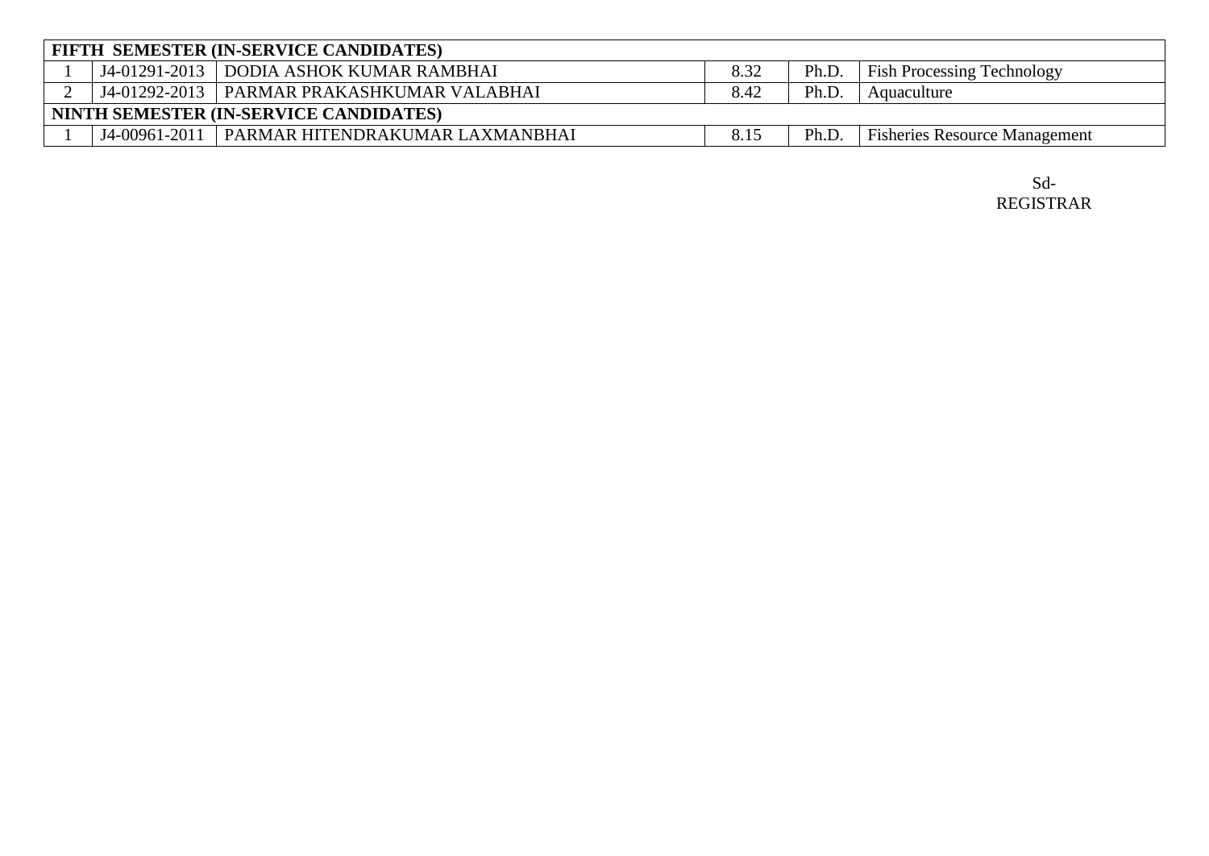| | | | | | |
|---|---|---|---|---|---|
| **FIFTH SEMESTER (IN-SERVICE CANDIDATES)** | | | | | |
| 1 | J4-01291-2013 | DODIA ASHOK KUMAR RAMBHAI | 8.32 | Ph.D. | Fish Processing Technology |
| 2 | J4-01292-2013 | PARMAR PRAKASHKUMAR VALABHAI | 8.42 | Ph.D. | Aquaculture |
| **NINTH SEMESTER (IN-SERVICE CANDIDATES)** | | | | | |
| 1 | J4-00961-2011 | PARMAR HITENDRAKUMAR LAXMANBHAI | 8.15 | Ph.D. | Fisheries Resource Management |

Sd-
REGISTRAR